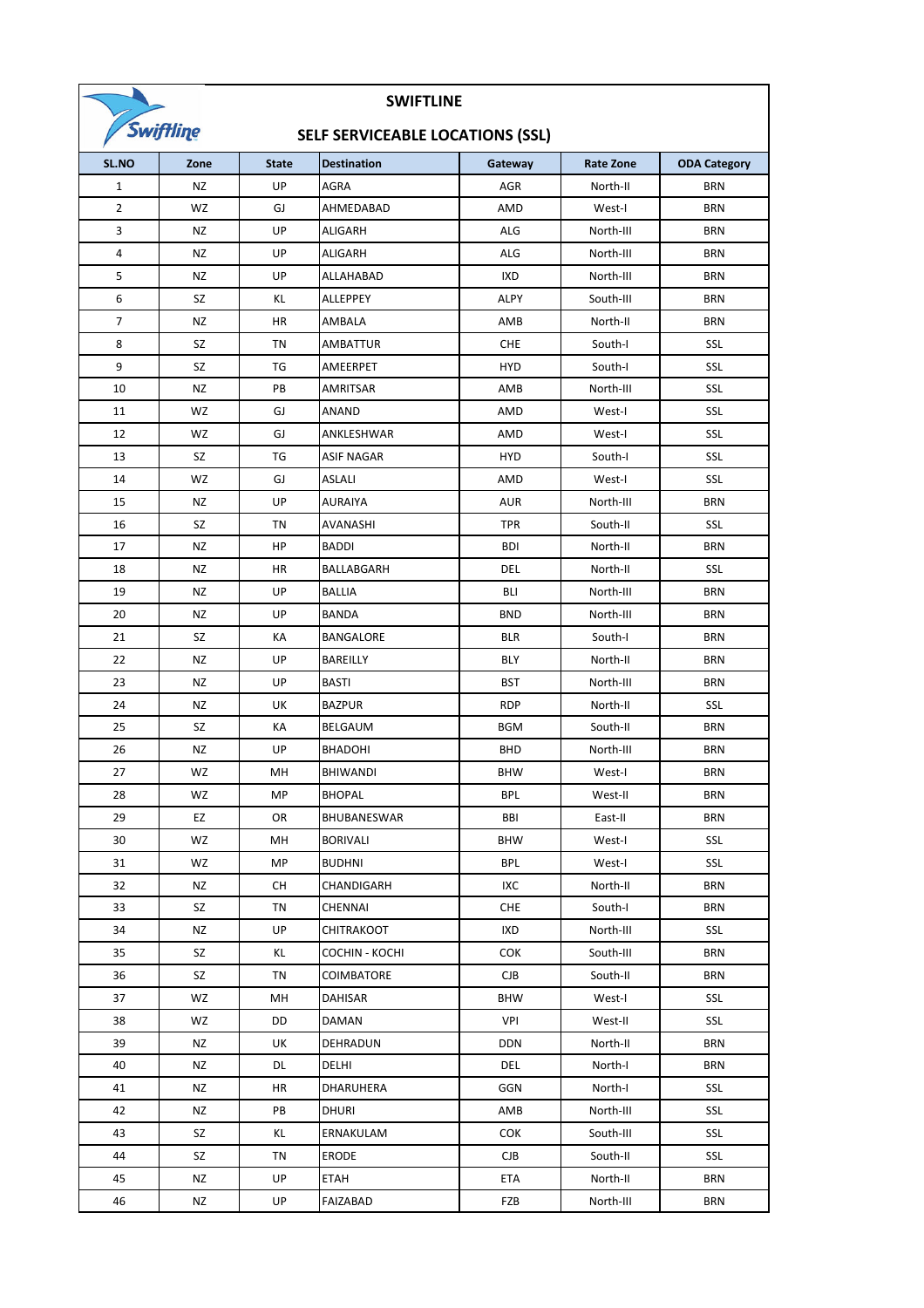# SWIFTLINE

## SELF SERVICEABLE LOCATIONS (SSL)

| SL.NO | Zone | State | Destination | Gateway | Rate Zone | ODA Category |
|---|---|---|---|---|---|---|
| 1 | NZ | UP | AGRA | AGR | North-II | BRN |
| 2 | WZ | GJ | AHMEDABAD | AMD | West-I | BRN |
| 3 | NZ | UP | ALIGARH | ALG | North-III | BRN |
| 4 | NZ | UP | ALIGARH | ALG | North-III | BRN |
| 5 | NZ | UP | ALLAHABAD | IXD | North-III | BRN |
| 6 | SZ | KL | ALLEPPEY | ALPY | South-III | BRN |
| 7 | NZ | HR | AMBALA | AMB | North-II | BRN |
| 8 | SZ | TN | AMBATTUR | CHE | South-I | SSL |
| 9 | SZ | TG | AMEERPET | HYD | South-I | SSL |
| 10 | NZ | PB | AMRITSAR | AMB | North-III | SSL |
| 11 | WZ | GJ | ANAND | AMD | West-I | SSL |
| 12 | WZ | GJ | ANKLESHWAR | AMD | West-I | SSL |
| 13 | SZ | TG | ASIF NAGAR | HYD | South-I | SSL |
| 14 | WZ | GJ | ASLALI | AMD | West-I | SSL |
| 15 | NZ | UP | AURAIYA | AUR | North-III | BRN |
| 16 | SZ | TN | AVANASHI | TPR | South-II | SSL |
| 17 | NZ | HP | BADDI | BDI | North-II | BRN |
| 18 | NZ | HR | BALLABGARH | DEL | North-II | SSL |
| 19 | NZ | UP | BALLIA | BLI | North-III | BRN |
| 20 | NZ | UP | BANDA | BND | North-III | BRN |
| 21 | SZ | KA | BANGALORE | BLR | South-I | BRN |
| 22 | NZ | UP | BAREILLY | BLY | North-II | BRN |
| 23 | NZ | UP | BASTI | BST | North-III | BRN |
| 24 | NZ | UK | BAZPUR | RDP | North-II | SSL |
| 25 | SZ | KA | BELGAUM | BGM | South-II | BRN |
| 26 | NZ | UP | BHADOHI | BHD | North-III | BRN |
| 27 | WZ | MH | BHIWANDI | BHW | West-I | BRN |
| 28 | WZ | MP | BHOPAL | BPL | West-II | BRN |
| 29 | EZ | OR | BHUBANESWAR | BBI | East-II | BRN |
| 30 | WZ | MH | BORIVALI | BHW | West-I | SSL |
| 31 | WZ | MP | BUDHNI | BPL | West-I | SSL |
| 32 | NZ | CH | CHANDIGARH | IXC | North-II | BRN |
| 33 | SZ | TN | CHENNAI | CHE | South-I | BRN |
| 34 | NZ | UP | CHITRAKOOT | IXD | North-III | SSL |
| 35 | SZ | KL | COCHIN - KOCHI | COK | South-III | BRN |
| 36 | SZ | TN | COIMBATORE | CJB | South-II | BRN |
| 37 | WZ | MH | DAHISAR | BHW | West-I | SSL |
| 38 | WZ | DD | DAMAN | VPI | West-II | SSL |
| 39 | NZ | UK | DEHRADUN | DDN | North-II | BRN |
| 40 | NZ | DL | DELHI | DEL | North-I | BRN |
| 41 | NZ | HR | DHARUHERA | GGN | North-I | SSL |
| 42 | NZ | PB | DHURI | AMB | North-III | SSL |
| 43 | SZ | KL | ERNAKULAM | COK | South-III | SSL |
| 44 | SZ | TN | ERODE | CJB | South-II | SSL |
| 45 | NZ | UP | ETAH | ETA | North-II | BRN |
| 46 | NZ | UP | FAIZABAD | FZB | North-III | BRN |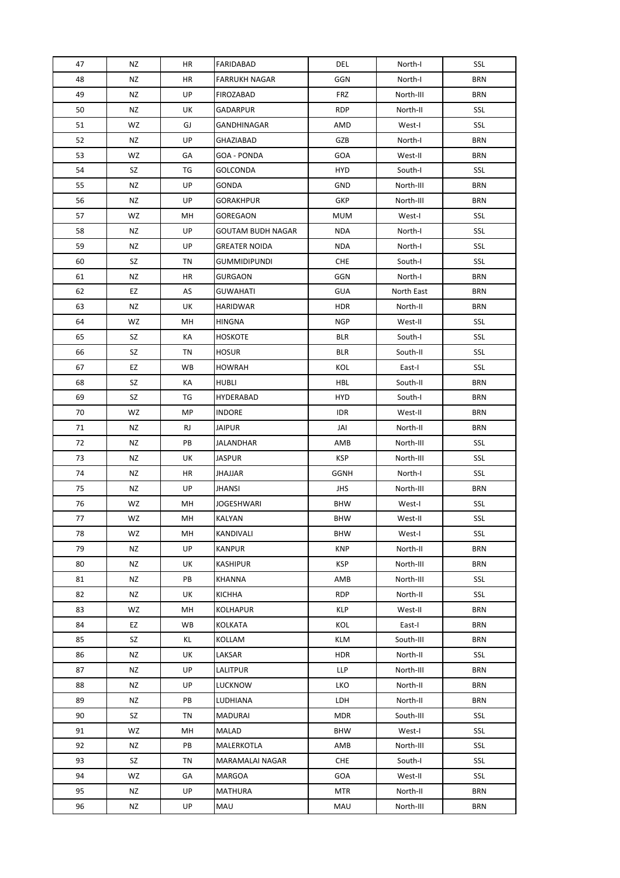| 47 | NZ | HR | FARIDABAD | DEL | North-I | SSL |
|---|---|---|---|---|---|---|
| 48 | NZ | HR | FARRUKH NAGAR | GGN | North-I | BRN |
| 49 | NZ | UP | FIROZABAD | FRZ | North-III | BRN |
| 50 | NZ | UK | GADARPUR | RDP | North-II | SSL |
| 51 | WZ | GJ | GANDHINAGAR | AMD | West-I | SSL |
| 52 | NZ | UP | GHAZIABAD | GZB | North-I | BRN |
| 53 | WZ | GA | GOA - PONDA | GOA | West-II | BRN |
| 54 | SZ | TG | GOLCONDA | HYD | South-I | SSL |
| 55 | NZ | UP | GONDA | GND | North-III | BRN |
| 56 | NZ | UP | GORAKHPUR | GKP | North-III | BRN |
| 57 | WZ | MH | GOREGAON | MUM | West-I | SSL |
| 58 | NZ | UP | GOUTAM BUDH NAGAR | NDA | North-I | SSL |
| 59 | NZ | UP | GREATER NOIDA | NDA | North-I | SSL |
| 60 | SZ | TN | GUMMIDIPUNDI | CHE | South-I | SSL |
| 61 | NZ | HR | GURGAON | GGN | North-I | BRN |
| 62 | EZ | AS | GUWAHATI | GUA | North East | BRN |
| 63 | NZ | UK | HARIDWAR | HDR | North-II | BRN |
| 64 | WZ | MH | HINGNA | NGP | West-II | SSL |
| 65 | SZ | KA | HOSKOTE | BLR | South-I | SSL |
| 66 | SZ | TN | HOSUR | BLR | South-II | SSL |
| 67 | EZ | WB | HOWRAH | KOL | East-I | SSL |
| 68 | SZ | KA | HUBLI | HBL | South-II | BRN |
| 69 | SZ | TG | HYDERABAD | HYD | South-I | BRN |
| 70 | WZ | MP | INDORE | IDR | West-II | BRN |
| 71 | NZ | RJ | JAIPUR | JAI | North-II | BRN |
| 72 | NZ | PB | JALANDHAR | AMB | North-III | SSL |
| 73 | NZ | UK | JASPUR | KSP | North-III | SSL |
| 74 | NZ | HR | JHAJJAR | GGNH | North-I | SSL |
| 75 | NZ | UP | JHANSI | JHS | North-III | BRN |
| 76 | WZ | MH | JOGESHWARI | BHW | West-I | SSL |
| 77 | WZ | MH | KALYAN | BHW | West-II | SSL |
| 78 | WZ | MH | KANDIVALI | BHW | West-I | SSL |
| 79 | NZ | UP | KANPUR | KNP | North-II | BRN |
| 80 | NZ | UK | KASHIPUR | KSP | North-III | BRN |
| 81 | NZ | PB | KHANNA | AMB | North-III | SSL |
| 82 | NZ | UK | KICHHA | RDP | North-II | SSL |
| 83 | WZ | MH | KOLHAPUR | KLP | West-II | BRN |
| 84 | EZ | WB | KOLKATA | KOL | East-I | BRN |
| 85 | SZ | KL | KOLLAM | KLM | South-III | BRN |
| 86 | NZ | UK | LAKSAR | HDR | North-II | SSL |
| 87 | NZ | UP | LALITPUR | LLP | North-III | BRN |
| 88 | NZ | UP | LUCKNOW | LKO | North-II | BRN |
| 89 | NZ | PB | LUDHIANA | LDH | North-II | BRN |
| 90 | SZ | TN | MADURAI | MDR | South-III | SSL |
| 91 | WZ | MH | MALAD | BHW | West-I | SSL |
| 92 | NZ | PB | MALERKOTLA | AMB | North-III | SSL |
| 93 | SZ | TN | MARAMALAI NAGAR | CHE | South-I | SSL |
| 94 | WZ | GA | MARGOA | GOA | West-II | SSL |
| 95 | NZ | UP | MATHURA | MTR | North-II | BRN |
| 96 | NZ | UP | MAU | MAU | North-III | BRN |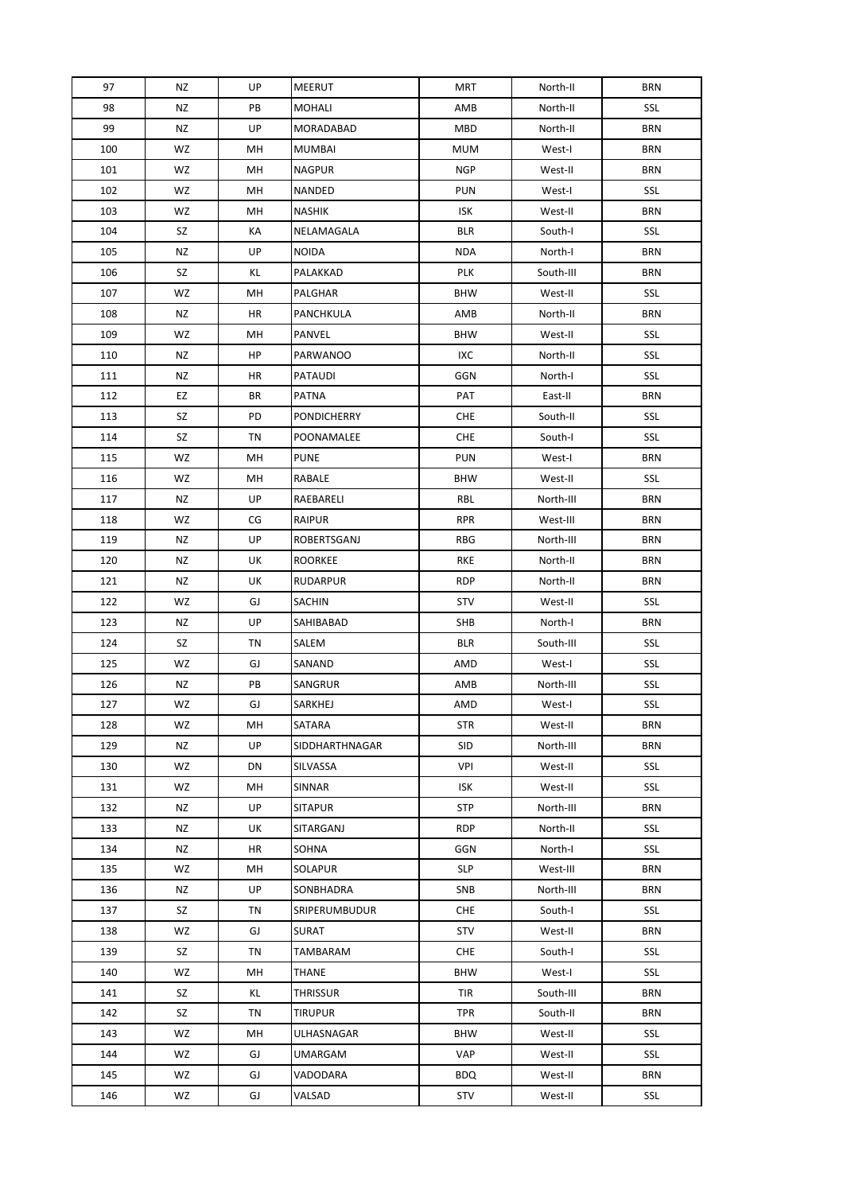| 97 | NZ | UP | MEERUT | MRT | North-II | BRN |
|---|---|---|---|---|---|---|
| 98 | NZ | PB | MOHALI | AMB | North-II | SSL |
| 99 | NZ | UP | MORADABAD | MBD | North-II | BRN |
| 100 | WZ | MH | MUMBAI | MUM | West-I | BRN |
| 101 | WZ | MH | NAGPUR | NGP | West-II | BRN |
| 102 | WZ | MH | NANDED | PUN | West-I | SSL |
| 103 | WZ | MH | NASHIK | ISK | West-II | BRN |
| 104 | SZ | KA | NELAMAGALA | BLR | South-I | SSL |
| 105 | NZ | UP | NOIDA | NDA | North-I | BRN |
| 106 | SZ | KL | PALAKKAD | PLK | South-III | BRN |
| 107 | WZ | MH | PALGHAR | BHW | West-II | SSL |
| 108 | NZ | HR | PANCHKULA | AMB | North-II | BRN |
| 109 | WZ | MH | PANVEL | BHW | West-II | SSL |
| 110 | NZ | HP | PARWANOO | IXC | North-II | SSL |
| 111 | NZ | HR | PATAUDI | GGN | North-I | SSL |
| 112 | EZ | BR | PATNA | PAT | East-II | BRN |
| 113 | SZ | PD | PONDICHERRY | CHE | South-II | SSL |
| 114 | SZ | TN | POONAMALEE | CHE | South-I | SSL |
| 115 | WZ | MH | PUNE | PUN | West-I | BRN |
| 116 | WZ | MH | RABALE | BHW | West-II | SSL |
| 117 | NZ | UP | RAEBARELI | RBL | North-III | BRN |
| 118 | WZ | CG | RAIPUR | RPR | West-III | BRN |
| 119 | NZ | UP | ROBERTSGANJ | RBG | North-III | BRN |
| 120 | NZ | UK | ROORKEE | RKE | North-II | BRN |
| 121 | NZ | UK | RUDARPUR | RDP | North-II | BRN |
| 122 | WZ | GJ | SACHIN | STV | West-II | SSL |
| 123 | NZ | UP | SAHIBABAD | SHB | North-I | BRN |
| 124 | SZ | TN | SALEM | BLR | South-III | SSL |
| 125 | WZ | GJ | SANAND | AMD | West-I | SSL |
| 126 | NZ | PB | SANGRUR | AMB | North-III | SSL |
| 127 | WZ | GJ | SARKHEJ | AMD | West-I | SSL |
| 128 | WZ | MH | SATARA | STR | West-II | BRN |
| 129 | NZ | UP | SIDDHARTHNAGAR | SID | North-III | BRN |
| 130 | WZ | DN | SILVASSA | VPI | West-II | SSL |
| 131 | WZ | MH | SINNAR | ISK | West-II | SSL |
| 132 | NZ | UP | SITAPUR | STP | North-III | BRN |
| 133 | NZ | UK | SITARGANJ | RDP | North-II | SSL |
| 134 | NZ | HR | SOHNA | GGN | North-I | SSL |
| 135 | WZ | MH | SOLAPUR | SLP | West-III | BRN |
| 136 | NZ | UP | SONBHADRA | SNB | North-III | BRN |
| 137 | SZ | TN | SRIPERUMBUDUR | CHE | South-I | SSL |
| 138 | WZ | GJ | SURAT | STV | West-II | BRN |
| 139 | SZ | TN | TAMBARAM | CHE | South-I | SSL |
| 140 | WZ | MH | THANE | BHW | West-I | SSL |
| 141 | SZ | KL | THRISSUR | TIR | South-III | BRN |
| 142 | SZ | TN | TIRUPUR | TPR | South-II | BRN |
| 143 | WZ | MH | ULHASNAGAR | BHW | West-II | SSL |
| 144 | WZ | GJ | UMARGAM | VAP | West-II | SSL |
| 145 | WZ | GJ | VADODARA | BDQ | West-II | BRN |
| 146 | WZ | GJ | VALSAD | STV | West-II | SSL |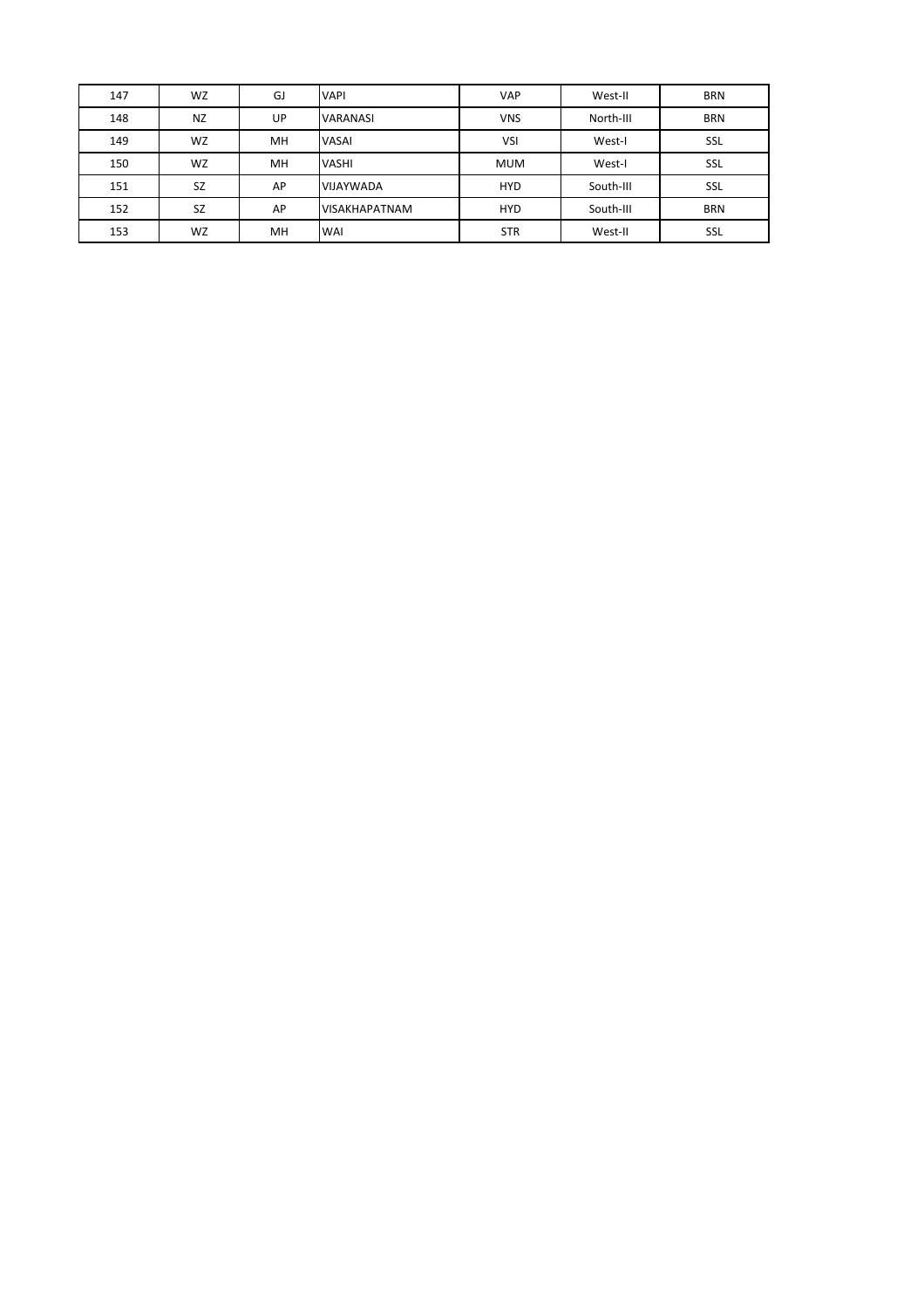| | | | | | | |
|---|---|---|---|---|---|---|
| 147 | WZ | GJ | VAPI | VAP | West-II | BRN |
| 148 | NZ | UP | VARANASI | VNS | North-III | BRN |
| 149 | WZ | MH | VASAI | VSI | West-I | SSL |
| 150 | WZ | MH | VASHI | MUM | West-I | SSL |
| 151 | SZ | AP | VIJAYWADA | HYD | South-III | SSL |
| 152 | SZ | AP | VISAKHAPATNAM | HYD | South-III | BRN |
| 153 | WZ | MH | WAI | STR | West-II | SSL |